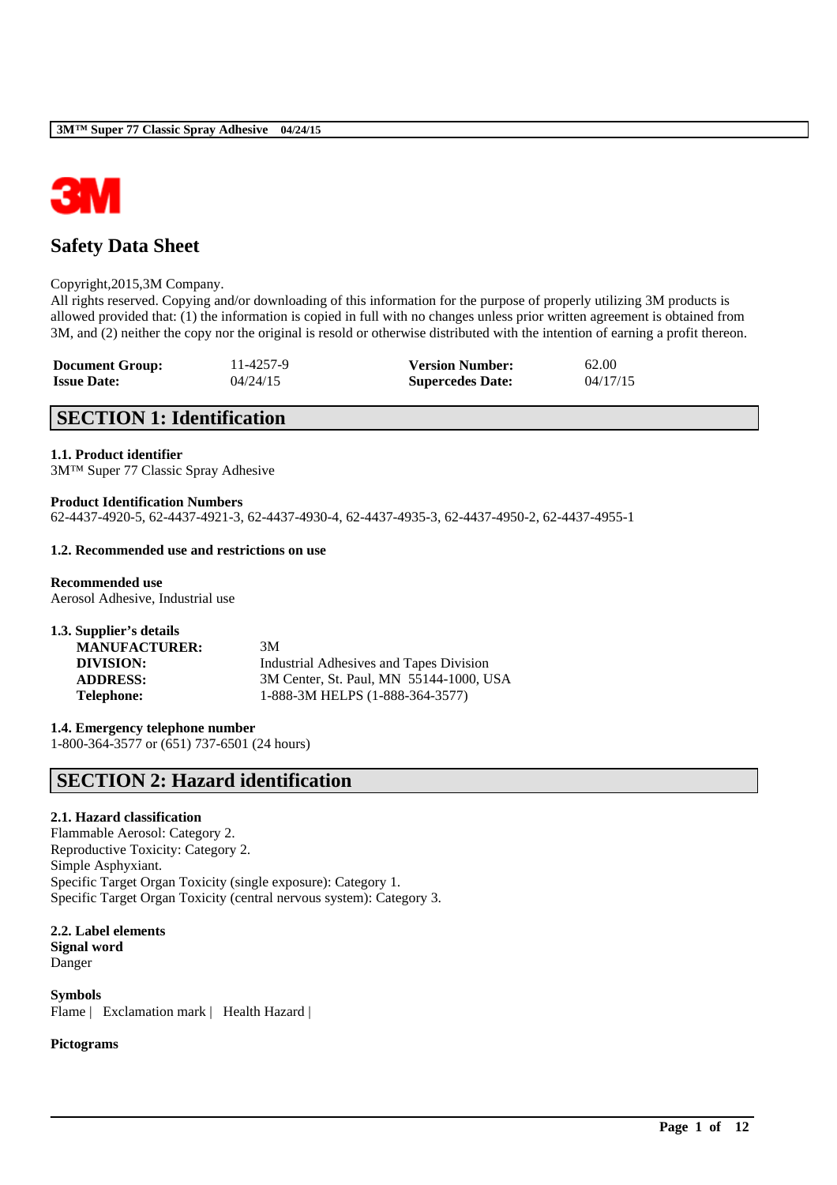# Safety Data Sheet

Copyright,2015,3M Company.
All rights reserved. Copying and/or downloading of this information for the purpose of properly utilizing 3M products is allowed provided that: (1) the information is copied in full with no changes unless prior written agreement is obtained from 3M, and (2) neither the copy nor the original is resold or otherwise distributed with the intention of earning a profit thereon.

| | | | |
|---|---|---|---|
| **Document Group:** | 11-4257-9 | **Version Number:** | 62.00 |
| **Issue Date:** | 04/24/15 | **Supercedes Date:** | 04/17/15 |

## SECTION 1: Identification

### 1.1. Product identifier
3M™ Super 77 Classic Spray Adhesive

**Product Identification Numbers**
62-4437-4920-5, 62-4437-4921-3, 62-4437-4930-4, 62-4437-4935-3, 62-4437-4950-2, 62-4437-4955-1

### 1.2. Recommended use and restrictions on use

**Recommended use**
Aerosol Adhesive, Industrial use

### 1.3. Supplier's details

| | |
|---|---|
| **MANUFACTURER:** | 3M |
| **DIVISION:** | Industrial Adhesives and Tapes Division |
| **ADDRESS:** | 3M Center, St. Paul, MN 55144-1000, USA |
| **Telephone:** | 1-888-3M HELPS (1-888-364-3577) |

### 1.4. Emergency telephone number
1-800-364-3577 or (651) 737-6501 (24 hours)

## SECTION 2: Hazard identification

### 2.1. Hazard classification
Flammable Aerosol: Category 2.
Reproductive Toxicity: Category 2.
Simple Asphyxiant.
Specific Target Organ Toxicity (single exposure): Category 1.
Specific Target Organ Toxicity (central nervous system): Category 3.

### 2.2. Label elements
**Signal word**
Danger

**Symbols**
Flame | Exclamation mark | Health Hazard |

**Pictograms**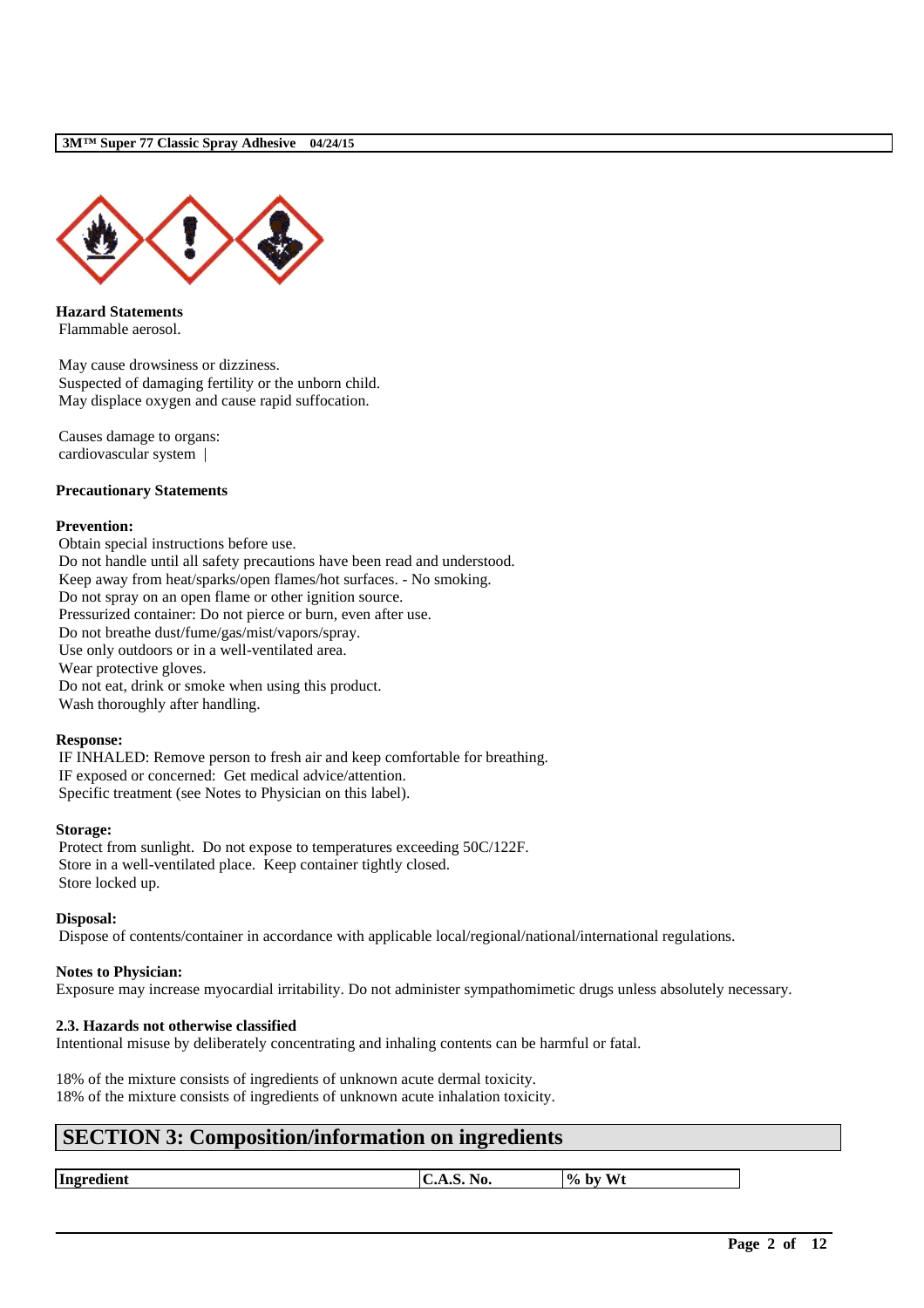**Hazard Statements**

Flammable aerosol.

May cause drowsiness or dizziness.
Suspected of damaging fertility or the unborn child.
May displace oxygen and cause rapid suffocation.

Causes damage to organs:
cardiovascular system |

**Precautionary Statements**

**Prevention:**

Obtain special instructions before use.
Do not handle until all safety precautions have been read and understood.
Keep away from heat/sparks/open flames/hot surfaces. - No smoking.
Do not spray on an open flame or other ignition source.
Pressurized container: Do not pierce or burn, even after use.
Do not breathe dust/fume/gas/mist/vapors/spray.
Use only outdoors or in a well-ventilated area.
Wear protective gloves.
Do not eat, drink or smoke when using this product.
Wash thoroughly after handling.

**Response:**

IF INHALED: Remove person to fresh air and keep comfortable for breathing.
IF exposed or concerned: Get medical advice/attention.
Specific treatment (see Notes to Physician on this label).

**Storage:**

Protect from sunlight. Do not expose to temperatures exceeding 50C/122F.
Store in a well-ventilated place. Keep container tightly closed.
Store locked up.

**Disposal:**

Dispose of contents/container in accordance with applicable local/regional/national/international regulations.

**Notes to Physician:**

Exposure may increase myocardial irritability. Do not administer sympathomimetic drugs unless absolutely necessary.

**2.3. Hazards not otherwise classified**

Intentional misuse by deliberately concentrating and inhaling contents can be harmful or fatal.

18% of the mixture consists of ingredients of unknown acute dermal toxicity.
18% of the mixture consists of ingredients of unknown acute inhalation toxicity.

## SECTION 3: Composition/information on ingredients

| Ingredient | C.A.S. No. | % by Wt |
|---|---|---|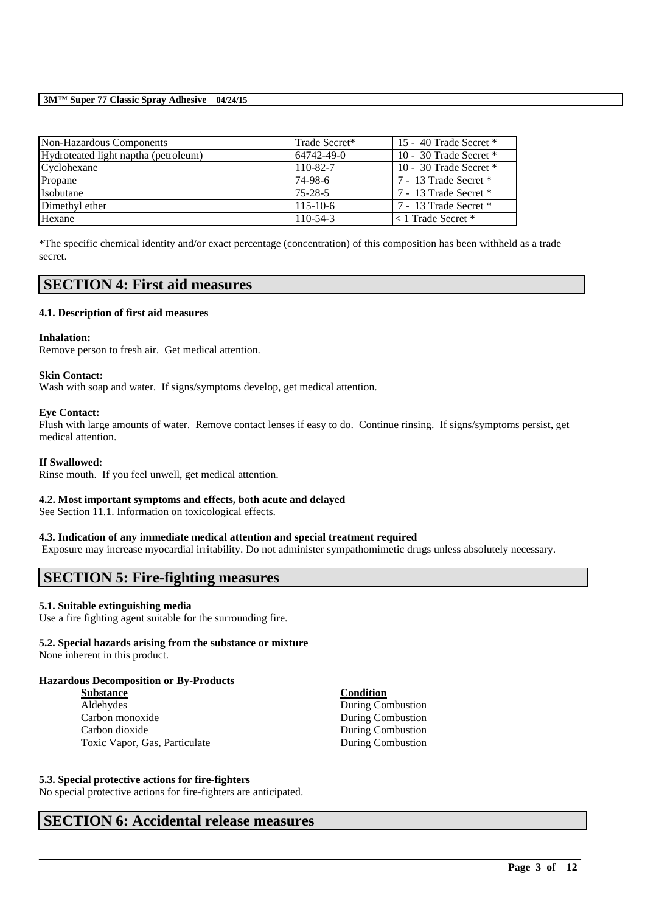| Non-Hazardous Components | Trade Secret* | 15 - 40 Trade Secret * |
|---|---|---|
| Hydroteated light naptha (petroleum) | 64742-49-0 | 10 - 30 Trade Secret * |
| Cyclohexane | 110-82-7 | 10 - 30 Trade Secret * |
| Propane | 74-98-6 | 7 - 13 Trade Secret * |
| Isobutane | 75-28-5 | 7 - 13 Trade Secret * |
| Dimethyl ether | 115-10-6 | 7 - 13 Trade Secret * |
| Hexane | 110-54-3 | < 1 Trade Secret * |

*The specific chemical identity and/or exact percentage (concentration) of this composition has been withheld as a trade secret.

## SECTION 4: First aid measures

### 4.1. Description of first aid measures

**Inhalation:**
Remove person to fresh air. Get medical attention.

**Skin Contact:**
Wash with soap and water. If signs/symptoms develop, get medical attention.

**Eye Contact:**
Flush with large amounts of water. Remove contact lenses if easy to do. Continue rinsing. If signs/symptoms persist, get medical attention.

**If Swallowed:**
Rinse mouth. If you feel unwell, get medical attention.

### 4.2. Most important symptoms and effects, both acute and delayed

See Section 11.1. Information on toxicological effects.

### 4.3. Indication of any immediate medical attention and special treatment required

Exposure may increase myocardial irritability. Do not administer sympathomimetic drugs unless absolutely necessary.

## SECTION 5: Fire-fighting measures

### 5.1. Suitable extinguishing media

Use a fire fighting agent suitable for the surrounding fire.

### 5.2. Special hazards arising from the substance or mixture

None inherent in this product.

**Hazardous Decomposition or By-Products**

| Substance | Condition |
|---|---|
| Aldehydes | During Combustion |
| Carbon monoxide | During Combustion |
| Carbon dioxide | During Combustion |
| Toxic Vapor, Gas, Particulate | During Combustion |

### 5.3. Special protective actions for fire-fighters

No special protective actions for fire-fighters are anticipated.

## SECTION 6: Accidental release measures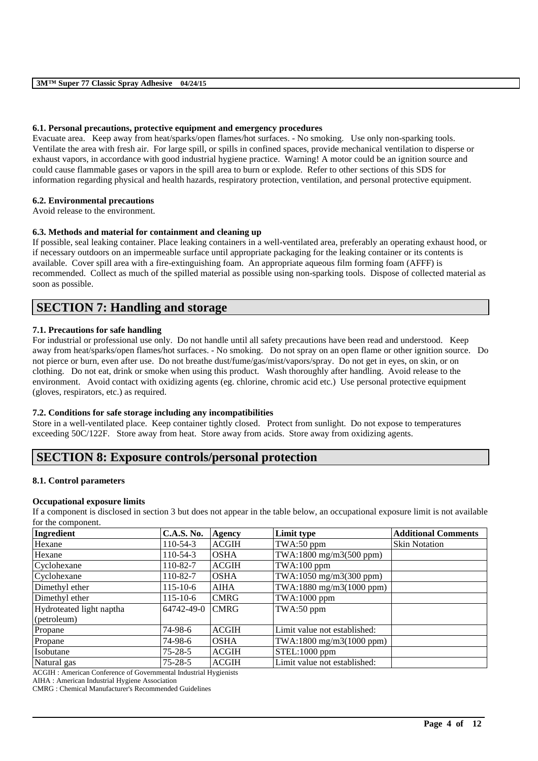#### 6.1. Personal precautions, protective equipment and emergency procedures

Evacuate area. Keep away from heat/sparks/open flames/hot surfaces. - No smoking. Use only non-sparking tools. Ventilate the area with fresh air. For large spill, or spills in confined spaces, provide mechanical ventilation to disperse or exhaust vapors, in accordance with good industrial hygiene practice. Warning! A motor could be an ignition source and could cause flammable gases or vapors in the spill area to burn or explode. Refer to other sections of this SDS for information regarding physical and health hazards, respiratory protection, ventilation, and personal protective equipment.

#### 6.2. Environmental precautions

Avoid release to the environment.

#### 6.3. Methods and material for containment and cleaning up

If possible, seal leaking container. Place leaking containers in a well-ventilated area, preferably an operating exhaust hood, or if necessary outdoors on an impermeable surface until appropriate packaging for the leaking container or its contents is available. Cover spill area with a fire-extinguishing foam. An appropriate aqueous film forming foam (AFFF) is recommended. Collect as much of the spilled material as possible using non-sparking tools. Dispose of collected material as soon as possible.

## SECTION 7: Handling and storage

#### 7.1. Precautions for safe handling

For industrial or professional use only. Do not handle until all safety precautions have been read and understood. Keep away from heat/sparks/open flames/hot surfaces. - No smoking. Do not spray on an open flame or other ignition source. Do not pierce or burn, even after use. Do not breathe dust/fume/gas/mist/vapors/spray. Do not get in eyes, on skin, or on clothing. Do not eat, drink or smoke when using this product. Wash thoroughly after handling. Avoid release to the environment. Avoid contact with oxidizing agents (eg. chlorine, chromic acid etc.) Use personal protective equipment (gloves, respirators, etc.) as required.

#### 7.2. Conditions for safe storage including any incompatibilities

Store in a well-ventilated place. Keep container tightly closed. Protect from sunlight. Do not expose to temperatures exceeding 50C/122F. Store away from heat. Store away from acids. Store away from oxidizing agents.

## SECTION 8: Exposure controls/personal protection

#### 8.1. Control parameters

**Occupational exposure limits**

If a component is disclosed in section 3 but does not appear in the table below, an occupational exposure limit is not available for the component.

| Ingredient | C.A.S. No. | Agency | Limit type | Additional Comments |
|---|---|---|---|---|
| Hexane | 110-54-3 | ACGIH | TWA:50 ppm | Skin Notation |
| Hexane | 110-54-3 | OSHA | TWA:1800 mg/m3(500 ppm) | |
| Cyclohexane | 110-82-7 | ACGIH | TWA:100 ppm | |
| Cyclohexane | 110-82-7 | OSHA | TWA:1050 mg/m3(300 ppm) | |
| Dimethyl ether | 115-10-6 | AIHA | TWA:1880 mg/m3(1000 ppm) | |
| Dimethyl ether | 115-10-6 | CMRG | TWA:1000 ppm | |
| Hydroteated light naptha (petroleum) | 64742-49-0 | CMRG | TWA:50 ppm | |
| Propane | 74-98-6 | ACGIH | Limit value not established: | |
| Propane | 74-98-6 | OSHA | TWA:1800 mg/m3(1000 ppm) | |
| Isobutane | 75-28-5 | ACGIH | STEL:1000 ppm | |
| Natural gas | 75-28-5 | ACGIH | Limit value not established: | |

ACGIH : American Conference of Governmental Industrial Hygienists
AIHA : American Industrial Hygiene Association
CMRG : Chemical Manufacturer's Recommended Guidelines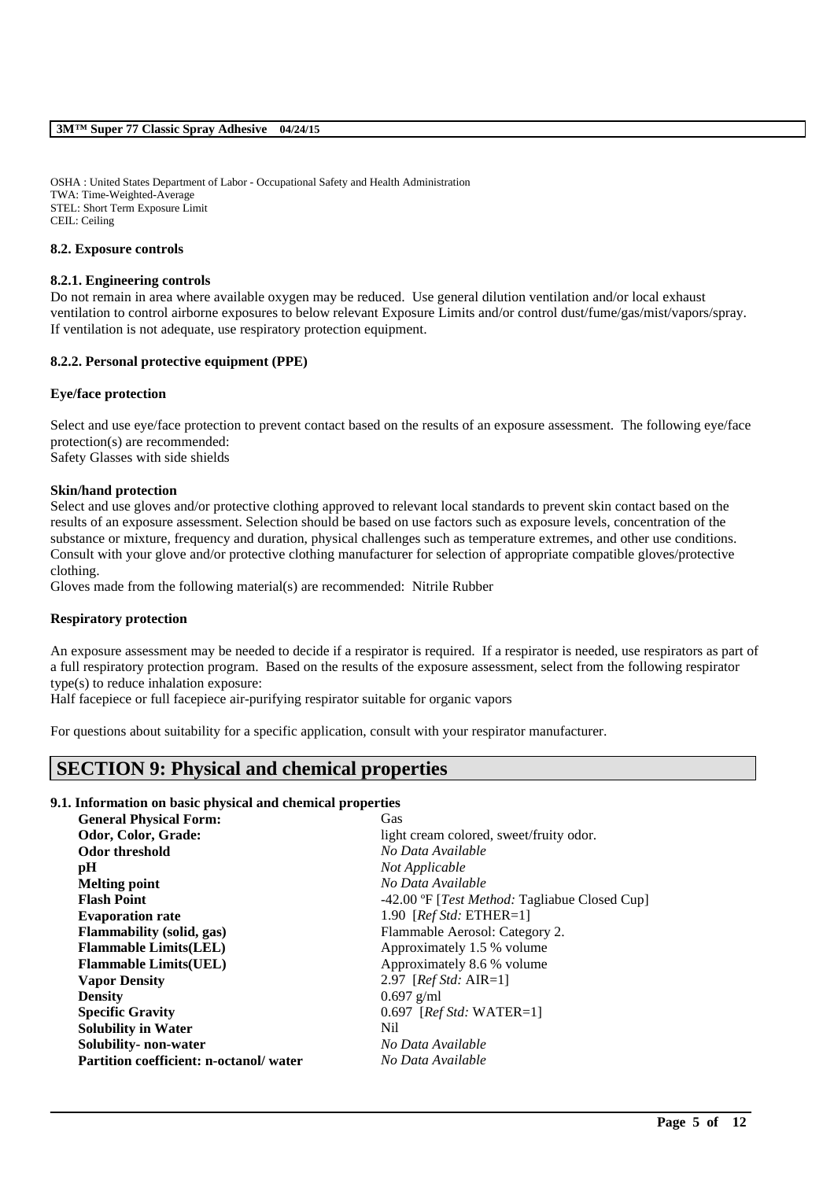OSHA : United States Department of Labor - Occupational Safety and Health Administration
TWA: Time-Weighted-Average
STEL: Short Term Exposure Limit
CEIL: Ceiling

### 8.2. Exposure controls

#### 8.2.1. Engineering controls

Do not remain in area where available oxygen may be reduced. Use general dilution ventilation and/or local exhaust ventilation to control airborne exposures to below relevant Exposure Limits and/or control dust/fume/gas/mist/vapors/spray. If ventilation is not adequate, use respiratory protection equipment.

#### 8.2.2. Personal protective equipment (PPE)

**Eye/face protection**

Select and use eye/face protection to prevent contact based on the results of an exposure assessment. The following eye/face protection(s) are recommended:
Safety Glasses with side shields

**Skin/hand protection**

Select and use gloves and/or protective clothing approved to relevant local standards to prevent skin contact based on the results of an exposure assessment. Selection should be based on use factors such as exposure levels, concentration of the substance or mixture, frequency and duration, physical challenges such as temperature extremes, and other use conditions. Consult with your glove and/or protective clothing manufacturer for selection of appropriate compatible gloves/protective clothing.
Gloves made from the following material(s) are recommended: Nitrile Rubber

**Respiratory protection**

An exposure assessment may be needed to decide if a respirator is required. If a respirator is needed, use respirators as part of a full respiratory protection program. Based on the results of the exposure assessment, select from the following respirator type(s) to reduce inhalation exposure:
Half facepiece or full facepiece air-purifying respirator suitable for organic vapors

For questions about suitability for a specific application, consult with your respirator manufacturer.

## SECTION 9: Physical and chemical properties

### 9.1. Information on basic physical and chemical properties

| | |
|---|---|
| **General Physical Form:** | Gas |
| **Odor, Color, Grade:** | light cream colored, sweet/fruity odor. |
| **Odor threshold** | *No Data Available* |
| **pH** | *Not Applicable* |
| **Melting point** | *No Data Available* |
| **Flash Point** | -42.00 ºF [*Test Method:* Tagliabue Closed Cup] |
| **Evaporation rate** | 1.90 [*Ref Std:* ETHER=1] |
| **Flammability (solid, gas)** | Flammable Aerosol: Category 2. |
| **Flammable Limits(LEL)** | Approximately 1.5 % volume |
| **Flammable Limits(UEL)** | Approximately 8.6 % volume |
| **Vapor Density** | 2.97 [*Ref Std:* AIR=1] |
| **Density** | 0.697 g/ml |
| **Specific Gravity** | 0.697 [*Ref Std:* WATER=1] |
| **Solubility in Water** | Nil |
| **Solubility- non-water** | *No Data Available* |
| **Partition coefficient: n-octanol/ water** | *No Data Available* |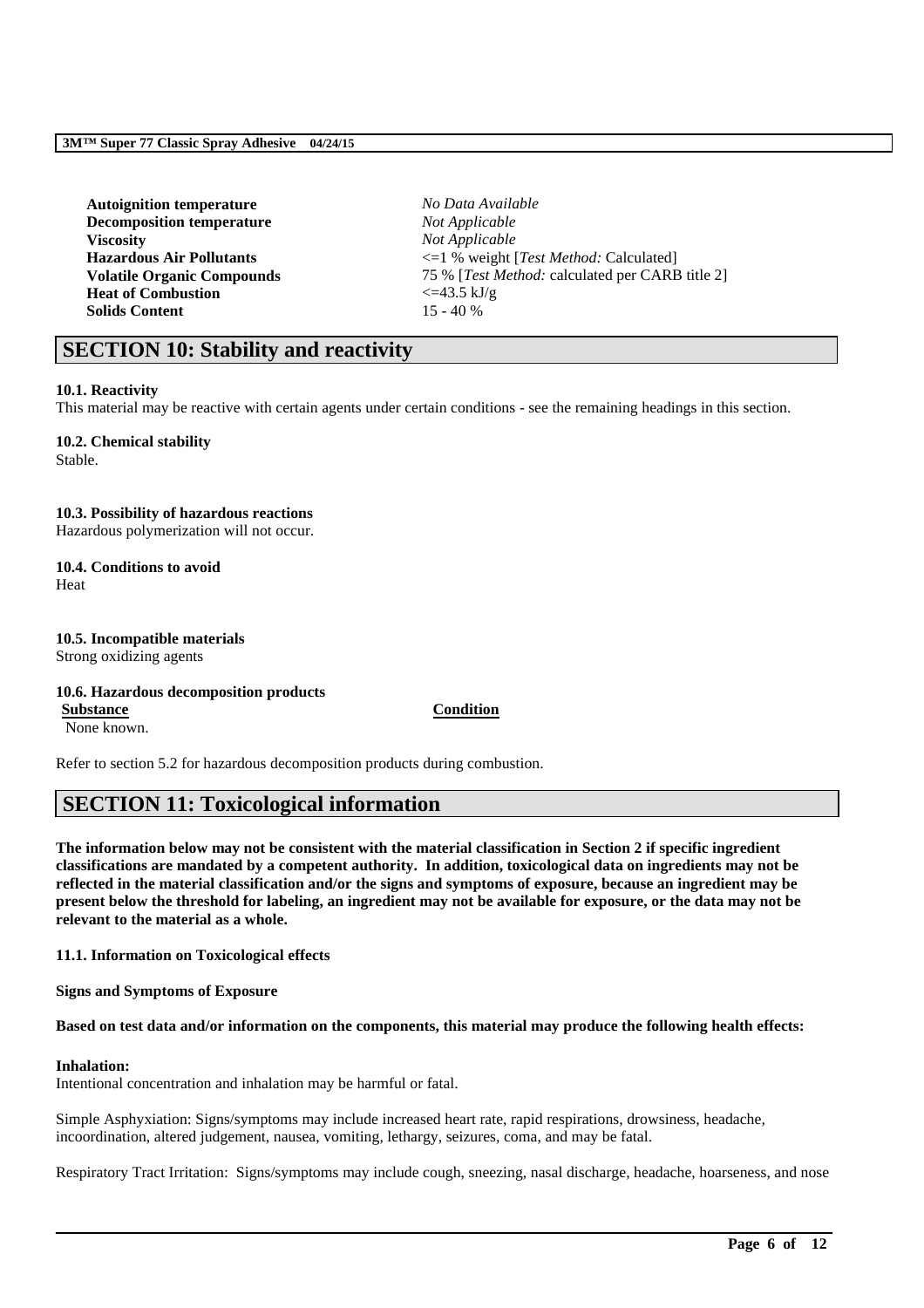| | |
|---|---|
| **Autoignition temperature** | *No Data Available* |
| **Decomposition temperature** | *Not Applicable* |
| **Viscosity** | *Not Applicable* |
| **Hazardous Air Pollutants** | <=1 % weight [*Test Method:* Calculated] |
| **Volatile Organic Compounds** | 75 % [*Test Method:* calculated per CARB title 2] |
| **Heat of Combustion** | <=43.5 kJ/g |
| **Solids Content** | 15 - 40 % |

## SECTION 10: Stability and reactivity

**10.1. Reactivity**
This material may be reactive with certain agents under certain conditions - see the remaining headings in this section.

**10.2. Chemical stability**
Stable.

**10.3. Possibility of hazardous reactions**
Hazardous polymerization will not occur.

**10.4. Conditions to avoid**
Heat

**10.5. Incompatible materials**
Strong oxidizing agents

**10.6. Hazardous decomposition products**

| Substance | Condition |
|---|---|
| None known. | |

Refer to section 5.2 for hazardous decomposition products during combustion.

## SECTION 11: Toxicological information

**The information below may not be consistent with the material classification in Section 2 if specific ingredient classifications are mandated by a competent authority. In addition, toxicological data on ingredients may not be reflected in the material classification and/or the signs and symptoms of exposure, because an ingredient may be present below the threshold for labeling, an ingredient may not be available for exposure, or the data may not be relevant to the material as a whole.**

**11.1. Information on Toxicological effects**

**Signs and Symptoms of Exposure**

**Based on test data and/or information on the components, this material may produce the following health effects:**

**Inhalation:**
Intentional concentration and inhalation may be harmful or fatal.

Simple Asphyxiation: Signs/symptoms may include increased heart rate, rapid respirations, drowsiness, headache, incoordination, altered judgement, nausea, vomiting, lethargy, seizures, coma, and may be fatal.

Respiratory Tract Irritation: Signs/symptoms may include cough, sneezing, nasal discharge, headache, hoarseness, and nose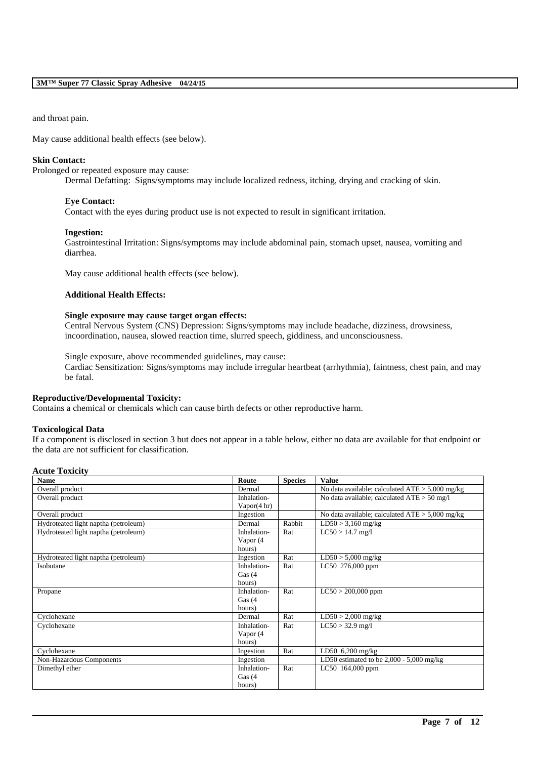and throat pain.

May cause additional health effects (see below).

**Skin Contact:**

Prolonged or repeated exposure may cause:

Dermal Defatting: Signs/symptoms may include localized redness, itching, drying and cracking of skin.

**Eye Contact:**

Contact with the eyes during product use is not expected to result in significant irritation.

**Ingestion:**

Gastrointestinal Irritation: Signs/symptoms may include abdominal pain, stomach upset, nausea, vomiting and diarrhea.

May cause additional health effects (see below).

**Additional Health Effects:**

**Single exposure may cause target organ effects:**

Central Nervous System (CNS) Depression: Signs/symptoms may include headache, dizziness, drowsiness, incoordination, nausea, slowed reaction time, slurred speech, giddiness, and unconsciousness.

Single exposure, above recommended guidelines, may cause:

Cardiac Sensitization: Signs/symptoms may include irregular heartbeat (arrhythmia), faintness, chest pain, and may be fatal.

**Reproductive/Developmental Toxicity:**

Contains a chemical or chemicals which can cause birth defects or other reproductive harm.

**Toxicological Data**

If a component is disclosed in section 3 but does not appear in a table below, either no data are available for that endpoint or the data are not sufficient for classification.

**Acute Toxicity**

| Name | Route | Species | Value |
|---|---|---|---|
| Overall product | Dermal | | No data available; calculated ATE > 5,000 mg/kg |
| Overall product | Inhalation-Vapor(4 hr) | | No data available; calculated ATE > 50 mg/l |
| Overall product | Ingestion | | No data available; calculated ATE > 5,000 mg/kg |
| Hydroteated light naptha (petroleum) | Dermal | Rabbit | LD50 > 3,160 mg/kg |
| Hydroteated light naptha (petroleum) | Inhalation-Vapor (4 hours) | Rat | LC50 > 14.7 mg/l |
| Hydroteated light naptha (petroleum) | Ingestion | Rat | LD50 > 5,000 mg/kg |
| Isobutane | Inhalation-Gas (4 hours) | Rat | LC50 276,000 ppm |
| Propane | Inhalation-Gas (4 hours) | Rat | LC50 > 200,000 ppm |
| Cyclohexane | Dermal | Rat | LD50 > 2,000 mg/kg |
| Cyclohexane | Inhalation-Vapor (4 hours) | Rat | LC50 > 32.9 mg/l |
| Cyclohexane | Ingestion | Rat | LD50 6,200 mg/kg |
| Non-Hazardous Components | Ingestion | | LD50 estimated to be 2,000 - 5,000 mg/kg |
| Dimethyl ether | Inhalation-Gas (4 hours) | Rat | LC50 164,000 ppm |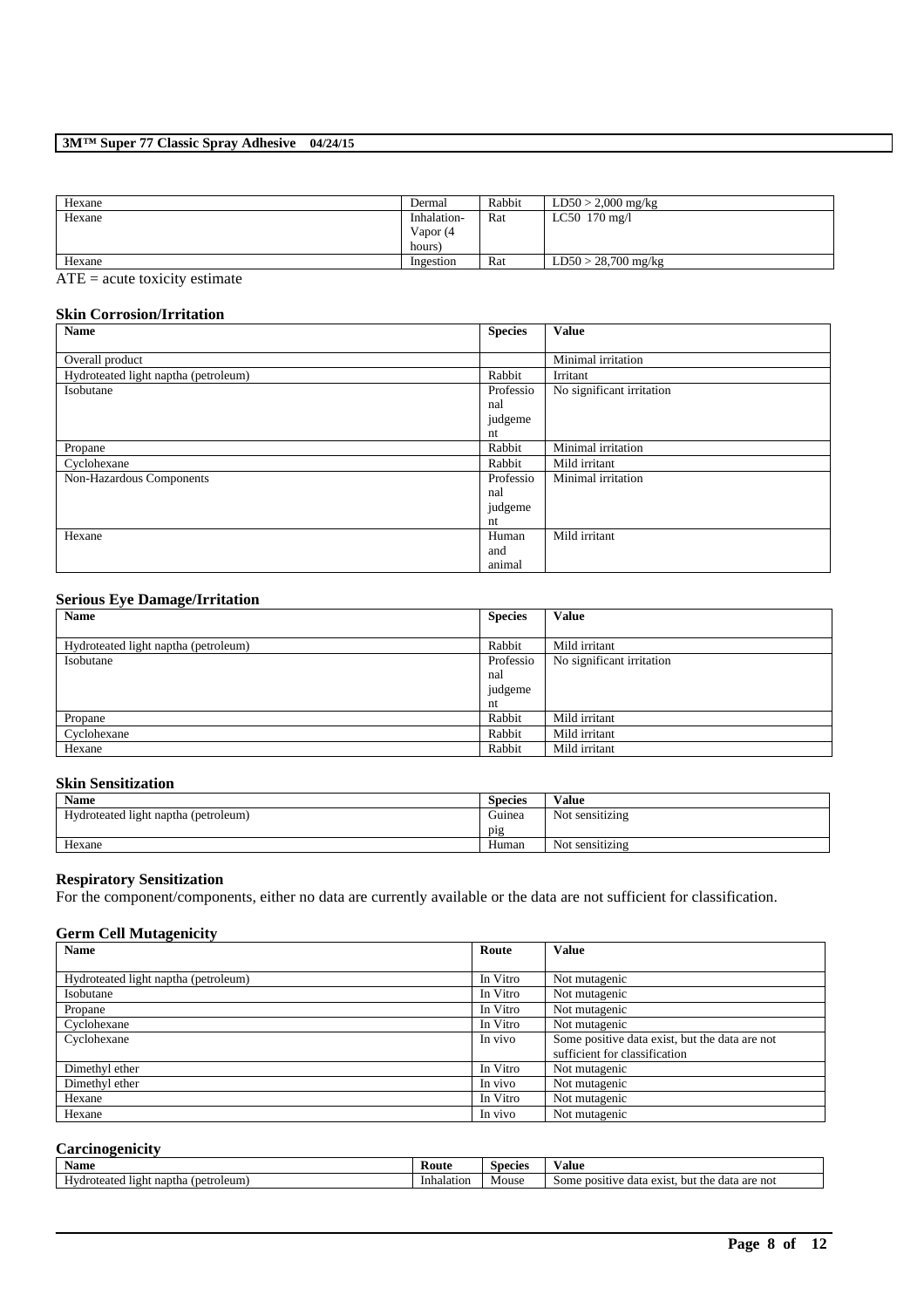| Hexane | Dermal | Rabbit | LD50 > 2,000 mg/kg |
|---|---|---|---|
| Hexane | Inhalation-Vapor (4 hours) | Rat | LC50 170 mg/l |
| Hexane | Ingestion | Rat | LD50 > 28,700 mg/kg |

ATE = acute toxicity estimate

### Skin Corrosion/Irritation

| Name | Species | Value |
|---|---|---|
| Overall product | | Minimal irritation |
| Hydroteated light naptha (petroleum) | Rabbit | Irritant |
| Isobutane | Professional judgement | No significant irritation |
| Propane | Rabbit | Minimal irritation |
| Cyclohexane | Rabbit | Mild irritant |
| Non-Hazardous Components | Professional judgement | Minimal irritation |
| Hexane | Human and animal | Mild irritant |

### Serious Eye Damage/Irritation

| Name | Species | Value |
|---|---|---|
| Hydroteated light naptha (petroleum) | Rabbit | Mild irritant |
| Isobutane | Professional judgement | No significant irritation |
| Propane | Rabbit | Mild irritant |
| Cyclohexane | Rabbit | Mild irritant |
| Hexane | Rabbit | Mild irritant |

### Skin Sensitization

| Name | Species | Value |
|---|---|---|
| Hydroteated light naptha (petroleum) | Guinea pig | Not sensitizing |
| Hexane | Human | Not sensitizing |

### Respiratory Sensitization

For the component/components, either no data are currently available or the data are not sufficient for classification.

### Germ Cell Mutagenicity

| Name | Route | Value |
|---|---|---|
| Hydroteated light naptha (petroleum) | In Vitro | Not mutagenic |
| Isobutane | In Vitro | Not mutagenic |
| Propane | In Vitro | Not mutagenic |
| Cyclohexane | In Vitro | Not mutagenic |
| Cyclohexane | In vivo | Some positive data exist, but the data are not sufficient for classification |
| Dimethyl ether | In Vitro | Not mutagenic |
| Dimethyl ether | In vivo | Not mutagenic |
| Hexane | In Vitro | Not mutagenic |
| Hexane | In vivo | Not mutagenic |

### Carcinogenicity

| Name | Route | Species | Value |
|---|---|---|---|
| Hydroteated light naptha (petroleum) | Inhalation | Mouse | Some positive data exist, but the data are not |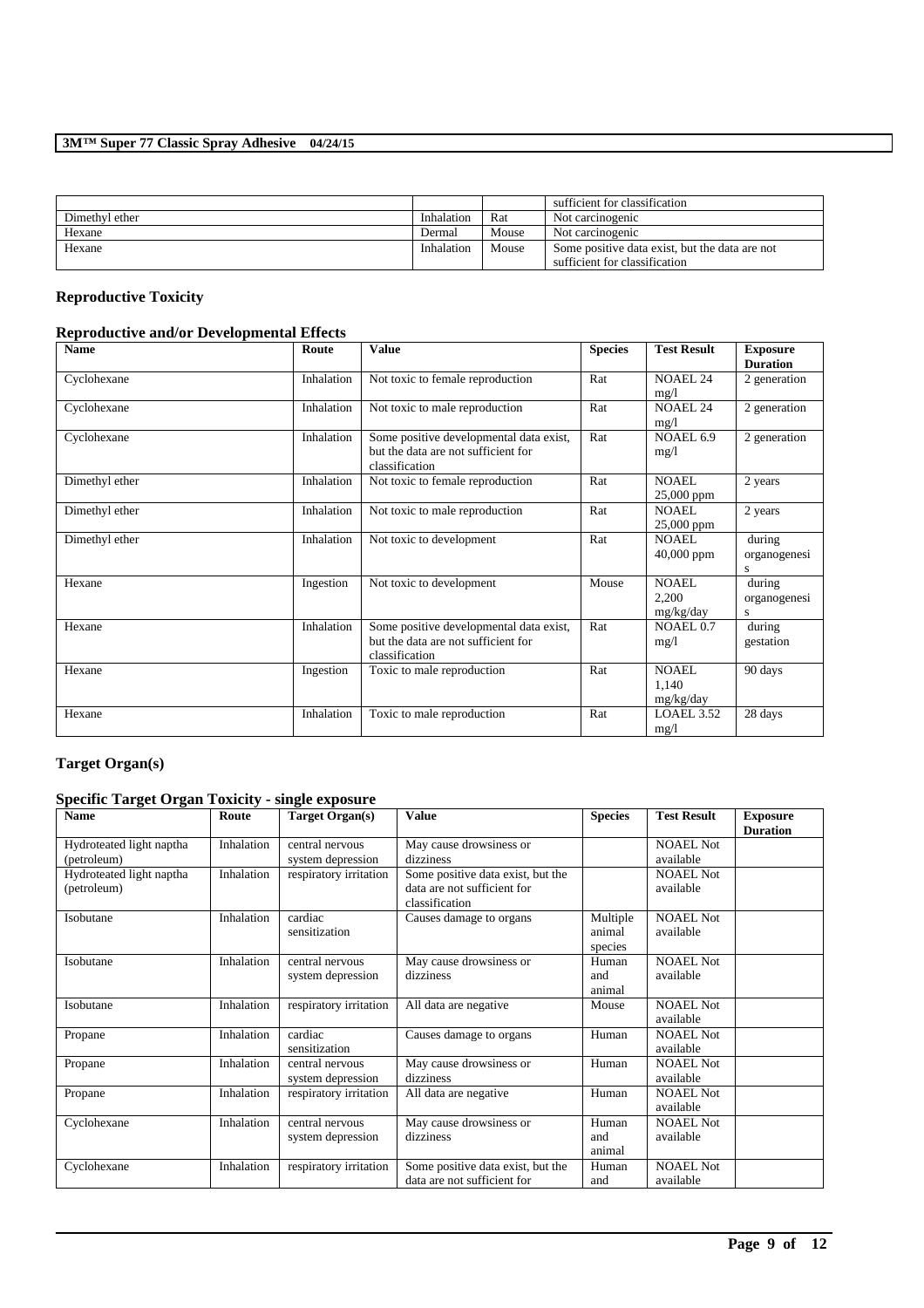| | | | sufficient for classification |
|---|---|---|---|
| Dimethyl ether | Inhalation | Rat | Not carcinogenic |
| Hexane | Dermal | Mouse | Not carcinogenic |
| Hexane | Inhalation | Mouse | Some positive data exist, but the data are not sufficient for classification |

## Reproductive Toxicity

### Reproductive and/or Developmental Effects

| Name | Route | Value | Species | Test Result | Exposure Duration |
|---|---|---|---|---|---|
| Cyclohexane | Inhalation | Not toxic to female reproduction | Rat | NOAEL 24 mg/l | 2 generation |
| Cyclohexane | Inhalation | Not toxic to male reproduction | Rat | NOAEL 24 mg/l | 2 generation |
| Cyclohexane | Inhalation | Some positive developmental data exist, but the data are not sufficient for classification | Rat | NOAEL 6.9 mg/l | 2 generation |
| Dimethyl ether | Inhalation | Not toxic to female reproduction | Rat | NOAEL 25,000 ppm | 2 years |
| Dimethyl ether | Inhalation | Not toxic to male reproduction | Rat | NOAEL 25,000 ppm | 2 years |
| Dimethyl ether | Inhalation | Not toxic to development | Rat | NOAEL 40,000 ppm | during organogenesis |
| Hexane | Ingestion | Not toxic to development | Mouse | NOAEL 2,200 mg/kg/day | during organogenesis |
| Hexane | Inhalation | Some positive developmental data exist, but the data are not sufficient for classification | Rat | NOAEL 0.7 mg/l | during gestation |
| Hexane | Ingestion | Toxic to male reproduction | Rat | NOAEL 1,140 mg/kg/day | 90 days |
| Hexane | Inhalation | Toxic to male reproduction | Rat | LOAEL 3.52 mg/l | 28 days |

## Target Organ(s)

### Specific Target Organ Toxicity - single exposure

| Name | Route | Target Organ(s) | Value | Species | Test Result | Exposure Duration |
|---|---|---|---|---|---|---|
| Hydroteated light naptha (petroleum) | Inhalation | central nervous system depression | May cause drowsiness or dizziness | | NOAEL Not available | |
| Hydroteated light naptha (petroleum) | Inhalation | respiratory irritation | Some positive data exist, but the data are not sufficient for classification | | NOAEL Not available | |
| Isobutane | Inhalation | cardiac sensitization | Causes damage to organs | Multiple animal species | NOAEL Not available | |
| Isobutane | Inhalation | central nervous system depression | May cause drowsiness or dizziness | Human and animal | NOAEL Not available | |
| Isobutane | Inhalation | respiratory irritation | All data are negative | Mouse | NOAEL Not available | |
| Propane | Inhalation | cardiac sensitization | Causes damage to organs | Human | NOAEL Not available | |
| Propane | Inhalation | central nervous system depression | May cause drowsiness or dizziness | Human | NOAEL Not available | |
| Propane | Inhalation | respiratory irritation | All data are negative | Human | NOAEL Not available | |
| Cyclohexane | Inhalation | central nervous system depression | May cause drowsiness or dizziness | Human and animal | NOAEL Not available | |
| Cyclohexane | Inhalation | respiratory irritation | Some positive data exist, but the data are not sufficient for | Human and | NOAEL Not available | |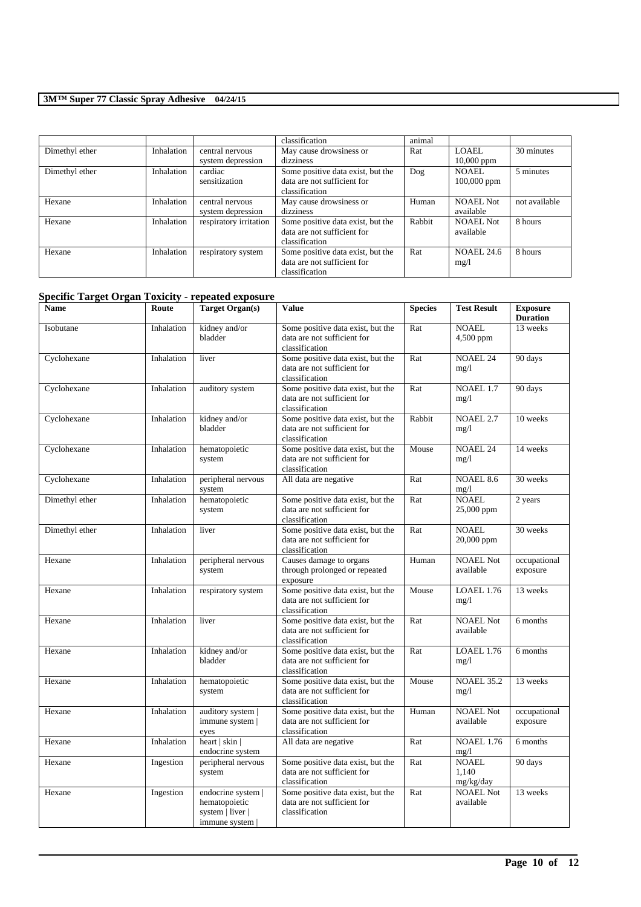| | | | classification | animal | | |
|---|---|---|---|---|---|---|
| Dimethyl ether | Inhalation | central nervous system depression | May cause drowsiness or dizziness | Rat | LOAEL 10,000 ppm | 30 minutes |
| Dimethyl ether | Inhalation | cardiac sensitization | Some positive data exist, but the data are not sufficient for classification | Dog | NOAEL 100,000 ppm | 5 minutes |
| Hexane | Inhalation | central nervous system depression | May cause drowsiness or dizziness | Human | NOAEL Not available | not available |
| Hexane | Inhalation | respiratory irritation | Some positive data exist, but the data are not sufficient for classification | Rabbit | NOAEL Not available | 8 hours |
| Hexane | Inhalation | respiratory system | Some positive data exist, but the data are not sufficient for classification | Rat | NOAEL 24.6 mg/l | 8 hours |

## Specific Target Organ Toxicity - repeated exposure

| Name | Route | Target Organ(s) | Value | Species | Test Result | Exposure Duration |
|---|---|---|---|---|---|---|
| Isobutane | Inhalation | kidney and/or bladder | Some positive data exist, but the data are not sufficient for classification | Rat | NOAEL 4,500 ppm | 13 weeks |
| Cyclohexane | Inhalation | liver | Some positive data exist, but the data are not sufficient for classification | Rat | NOAEL 24 mg/l | 90 days |
| Cyclohexane | Inhalation | auditory system | Some positive data exist, but the data are not sufficient for classification | Rat | NOAEL 1.7 mg/l | 90 days |
| Cyclohexane | Inhalation | kidney and/or bladder | Some positive data exist, but the data are not sufficient for classification | Rabbit | NOAEL 2.7 mg/l | 10 weeks |
| Cyclohexane | Inhalation | hematopoietic system | Some positive data exist, but the data are not sufficient for classification | Mouse | NOAEL 24 mg/l | 14 weeks |
| Cyclohexane | Inhalation | peripheral nervous system | All data are negative | Rat | NOAEL 8.6 mg/l | 30 weeks |
| Dimethyl ether | Inhalation | hematopoietic system | Some positive data exist, but the data are not sufficient for classification | Rat | NOAEL 25,000 ppm | 2 years |
| Dimethyl ether | Inhalation | liver | Some positive data exist, but the data are not sufficient for classification | Rat | NOAEL 20,000 ppm | 30 weeks |
| Hexane | Inhalation | peripheral nervous system | Causes damage to organs through prolonged or repeated exposure | Human | NOAEL Not available | occupational exposure |
| Hexane | Inhalation | respiratory system | Some positive data exist, but the data are not sufficient for classification | Mouse | LOAEL 1.76 mg/l | 13 weeks |
| Hexane | Inhalation | liver | Some positive data exist, but the data are not sufficient for classification | Rat | NOAEL Not available | 6 months |
| Hexane | Inhalation | kidney and/or bladder | Some positive data exist, but the data are not sufficient for classification | Rat | LOAEL 1.76 mg/l | 6 months |
| Hexane | Inhalation | hematopoietic system | Some positive data exist, but the data are not sufficient for classification | Mouse | NOAEL 35.2 mg/l | 13 weeks |
| Hexane | Inhalation | auditory system \| immune system \| eyes | Some positive data exist, but the data are not sufficient for classification | Human | NOAEL Not available | occupational exposure |
| Hexane | Inhalation | heart \| skin \| endocrine system | All data are negative | Rat | NOAEL 1.76 mg/l | 6 months |
| Hexane | Ingestion | peripheral nervous system | Some positive data exist, but the data are not sufficient for classification | Rat | NOAEL 1,140 mg/kg/day | 90 days |
| Hexane | Ingestion | endocrine system \| hematopoietic system \| liver \| immune system \| | Some positive data exist, but the data are not sufficient for classification | Rat | NOAEL Not available | 13 weeks |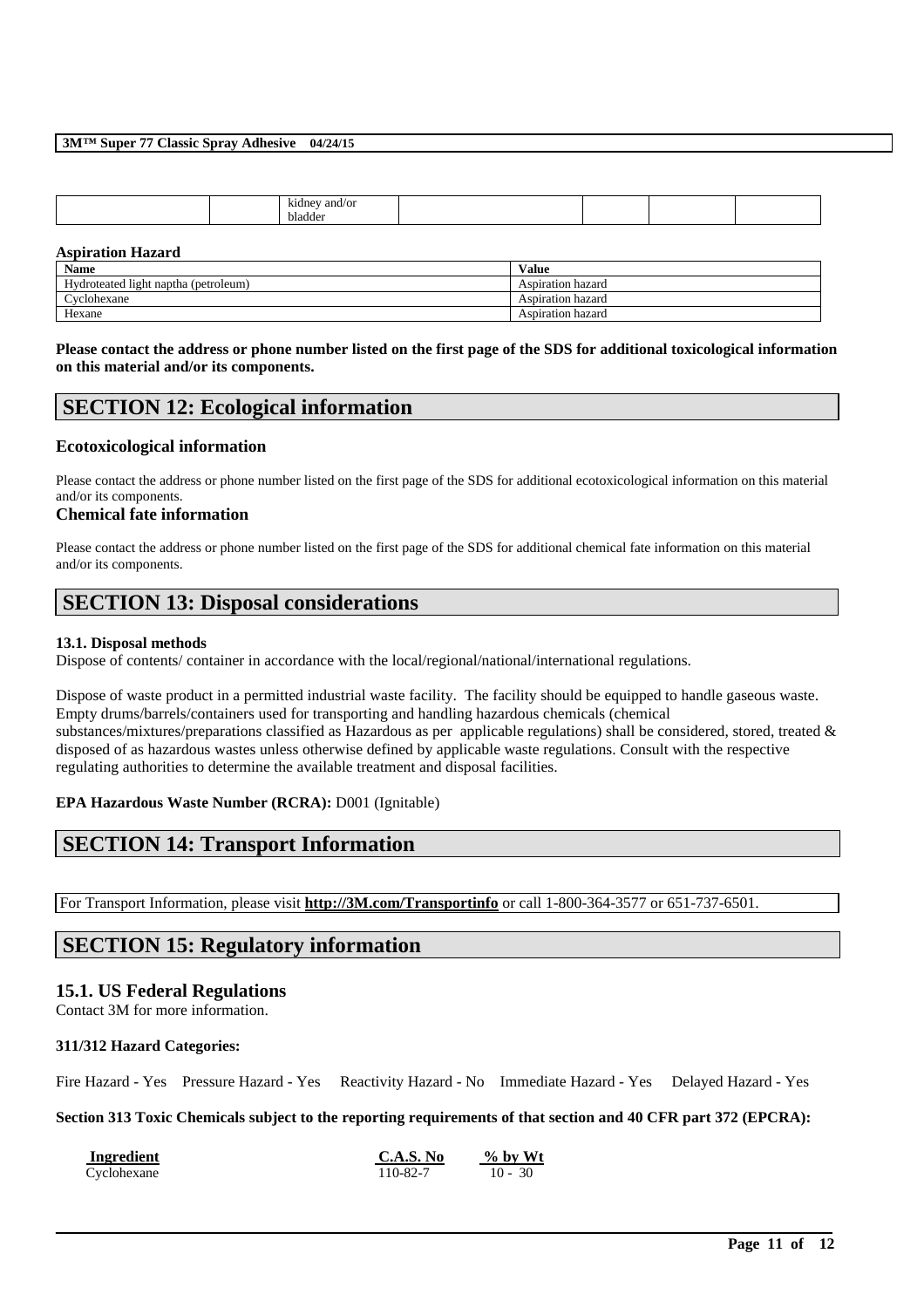|  |  | kidney and/or bladder |  |  |  |  |
|---|---|---|---|---|---|---|

**Aspiration Hazard**

| Name | Value |
|---|---|
| Hydroteated light naptha (petroleum) | Aspiration hazard |
| Cyclohexane | Aspiration hazard |
| Hexane | Aspiration hazard |

**Please contact the address or phone number listed on the first page of the SDS for additional toxicological information on this material and/or its components.**

# SECTION 12: Ecological information

### Ecotoxicological information

Please contact the address or phone number listed on the first page of the SDS for additional ecotoxicological information on this material and/or its components.

### Chemical fate information

Please contact the address or phone number listed on the first page of the SDS for additional chemical fate information on this material and/or its components.

# SECTION 13: Disposal considerations

**13.1. Disposal methods**

Dispose of contents/ container in accordance with the local/regional/national/international regulations.

Dispose of waste product in a permitted industrial waste facility. The facility should be equipped to handle gaseous waste. Empty drums/barrels/containers used for transporting and handling hazardous chemicals (chemical substances/mixtures/preparations classified as Hazardous as per applicable regulations) shall be considered, stored, treated & disposed of as hazardous wastes unless otherwise defined by applicable waste regulations. Consult with the respective regulating authorities to determine the available treatment and disposal facilities.

**EPA Hazardous Waste Number (RCRA):** D001 (Ignitable)

# SECTION 14: Transport Information

For Transport Information, please visit **http://3M.com/Transportinfo** or call 1-800-364-3577 or 651-737-6501.

# SECTION 15: Regulatory information

## 15.1. US Federal Regulations

Contact 3M for more information.

**311/312 Hazard Categories:**

Fire Hazard - Yes Pressure Hazard - Yes Reactivity Hazard - No Immediate Hazard - Yes Delayed Hazard - Yes

**Section 313 Toxic Chemicals subject to the reporting requirements of that section and 40 CFR part 372 (EPCRA):**

| Ingredient | C.A.S. No | % by Wt |
|---|---|---|
| Cyclohexane | 110-82-7 | 10 - 30 |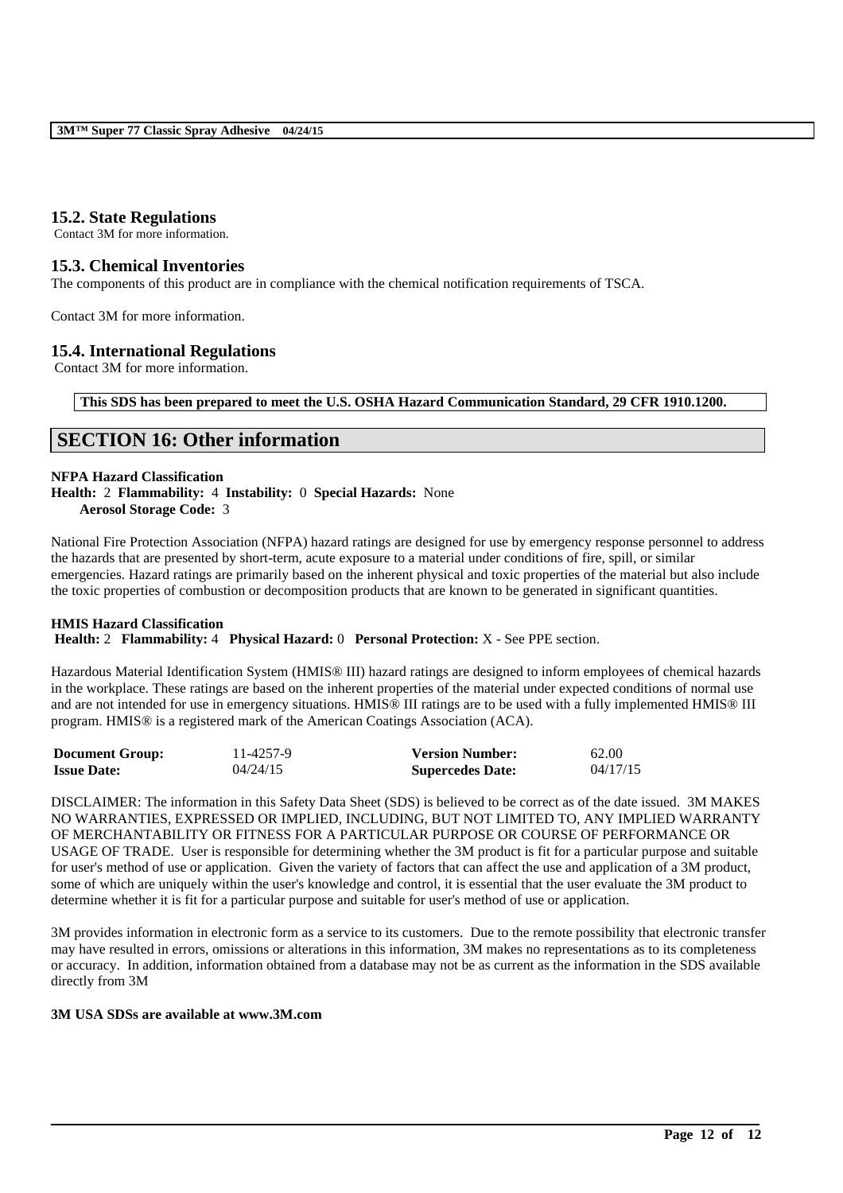### 15.2. State Regulations

Contact 3M for more information.

### 15.3. Chemical Inventories

The components of this product are in compliance with the chemical notification requirements of TSCA.

Contact 3M for more information.

### 15.4. International Regulations

Contact 3M for more information.

**This SDS has been prepared to meet the U.S. OSHA Hazard Communication Standard, 29 CFR 1910.1200.**

## SECTION 16: Other information

**NFPA Hazard Classification**

**Health:** 2 **Flammability:** 4 **Instability:** 0 **Special Hazards:** None
**Aerosol Storage Code:** 3

National Fire Protection Association (NFPA) hazard ratings are designed for use by emergency response personnel to address the hazards that are presented by short-term, acute exposure to a material under conditions of fire, spill, or similar emergencies. Hazard ratings are primarily based on the inherent physical and toxic properties of the material but also include the toxic properties of combustion or decomposition products that are known to be generated in significant quantities.

**HMIS Hazard Classification**

**Health:** 2 **Flammability:** 4 **Physical Hazard:** 0 **Personal Protection:** X - See PPE section.

Hazardous Material Identification System (HMIS® III) hazard ratings are designed to inform employees of chemical hazards in the workplace. These ratings are based on the inherent properties of the material under expected conditions of normal use and are not intended for use in emergency situations. HMIS® III ratings are to be used with a fully implemented HMIS® III program. HMIS® is a registered mark of the American Coatings Association (ACA).

| | | | |
|---|---|---|---|
| **Document Group:** | 11-4257-9 | **Version Number:** | 62.00 |
| **Issue Date:** | 04/24/15 | **Supercedes Date:** | 04/17/15 |

DISCLAIMER: The information in this Safety Data Sheet (SDS) is believed to be correct as of the date issued. 3M MAKES NO WARRANTIES, EXPRESSED OR IMPLIED, INCLUDING, BUT NOT LIMITED TO, ANY IMPLIED WARRANTY OF MERCHANTABILITY OR FITNESS FOR A PARTICULAR PURPOSE OR COURSE OF PERFORMANCE OR USAGE OF TRADE. User is responsible for determining whether the 3M product is fit for a particular purpose and suitable for user's method of use or application. Given the variety of factors that can affect the use and application of a 3M product, some of which are uniquely within the user's knowledge and control, it is essential that the user evaluate the 3M product to determine whether it is fit for a particular purpose and suitable for user's method of use or application.

3M provides information in electronic form as a service to its customers. Due to the remote possibility that electronic transfer may have resulted in errors, omissions or alterations in this information, 3M makes no representations as to its completeness or accuracy. In addition, information obtained from a database may not be as current as the information in the SDS available directly from 3M

**3M USA SDSs are available at www.3M.com**